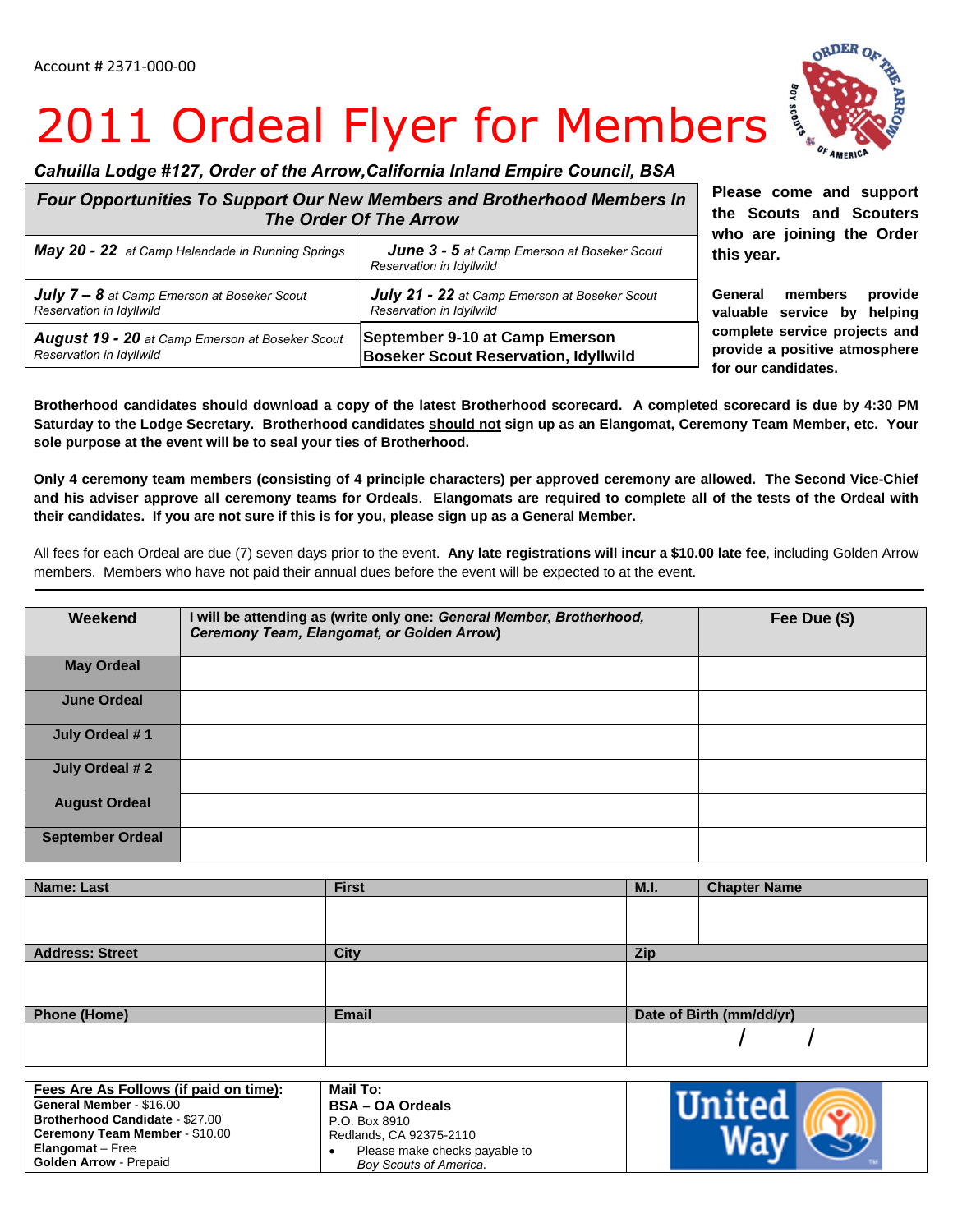Account # 2371-000-00

# 2011 Ordeal Flyer for Members

***Cahuilla Lodge #127, Order of the Arrow, California Inland Empire Council, BSA***

| ***Four Opportunities To Support Our New Members and Brotherhood Members In The Order Of The Arrow*** | |
|---|---|
| ***May 20 - 22*** *at Camp Helendade in Running Springs* | ***June 3 - 5*** *at Camp Emerson at Boseker Scout Reservation in Idyllwild* |
| ***July 7 – 8*** *at Camp Emerson at Boseker Scout Reservation in Idyllwild* | ***July 21 - 22*** *at Camp Emerson at Boseker Scout Reservation in Idyllwild* |
| ***August 19 - 20*** *at Camp Emerson at Boseker Scout Reservation in Idyllwild* | **September 9-10 at Camp Emerson Boseker Scout Reservation, Idyllwild** |

**Please come and support the Scouts and Scouters who are joining the Order this year.**

**General members provide valuable service by helping complete service projects and provide a positive atmosphere for our candidates.**

**Brotherhood candidates should download a copy of the latest Brotherhood scorecard. A completed scorecard is due by 4:30 PM Saturday to the Lodge Secretary. Brotherhood candidates should not sign up as an Elangomat, Ceremony Team Member, etc. Your sole purpose at the event will be to seal your ties of Brotherhood.**

**Only 4 ceremony team members (consisting of 4 principle characters) per approved ceremony are allowed. The Second Vice-Chief and his adviser approve all ceremony teams for Ordeals. Elangomats are required to complete all of the tests of the Ordeal with their candidates. If you are not sure if this is for you, please sign up as a General Member.**

All fees for each Ordeal are due (7) seven days prior to the event. **Any late registrations will incur a $10.00 late fee**, including Golden Arrow members. Members who have not paid their annual dues before the event will be expected to at the event.

---

| Weekend | I will be attending as (write only one: *General Member, Brotherhood, Ceremony Team, Elangomat, or Golden Arrow*) | Fee Due ($) |
|---|---|---|
| **May Ordeal** | | |
| **June Ordeal** | | |
| **July Ordeal # 1** | | |
| **July Ordeal # 2** | | |
| **August Ordeal** | | |
| **September Ordeal** | | |

| Name: Last | First | M.I. | Chapter Name |
|---|---|---|---|
| | | | |
| **Address: Street** | **City** | **Zip** | |
| | | | |
| **Phone (Home)** | **Email** | **Date of Birth (mm/dd/yr)** | |
| | | / / | |

| Fees Are As Follows (if paid on time): | Mail To: | |
|---|---|---|
| **General Member** - $16.00<br>**Brotherhood Candidate** - $27.00<br>**Ceremony Team Member** - $10.00<br>**Elangomat** – Free<br>**Golden Arrow** - Prepaid | **BSA – OA Ordeals**<br>P.O. Box 8910<br>Redlands, CA 92375-2110<br>• Please make checks payable to *Boy Scouts of America.* | United Way |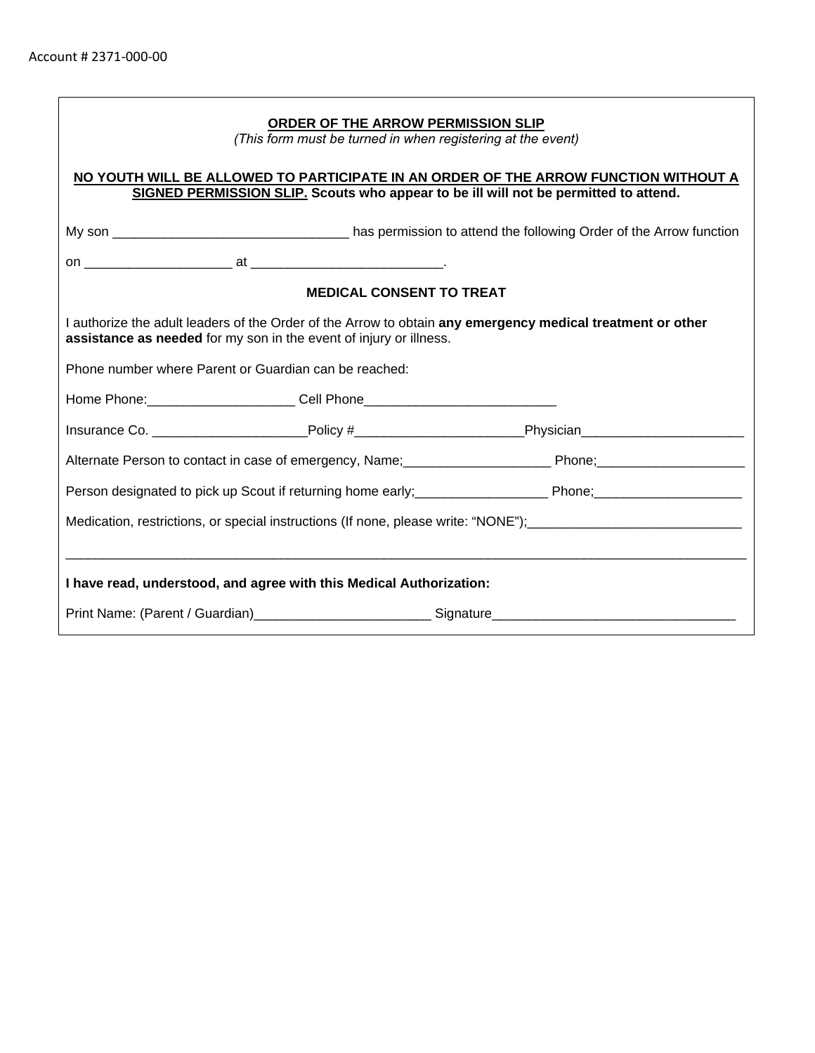Account # 2371-000-00

**ORDER OF THE ARROW PERMISSION SLIP**

*(This form must be turned in when registering at the event)*

**NO YOUTH WILL BE ALLOWED TO PARTICIPATE IN AN ORDER OF THE ARROW FUNCTION WITHOUT A SIGNED PERMISSION SLIP. Scouts who appear to be ill will not be permitted to attend.**

My son ________________________________ has permission to attend the following Order of the Arrow function

on ____________________ at __________________________.

**MEDICAL CONSENT TO TREAT**

I authorize the adult leaders of the Order of the Arrow to obtain **any emergency medical treatment or other assistance as needed** for my son in the event of injury or illness.

Phone number where Parent or Guardian can be reached:

Home Phone:____________________ Cell Phone__________________________

Insurance Co. _____________________Policy #_______________________Physician_____________________

Alternate Person to contact in case of emergency, Name;____________________ Phone;____________________

Person designated to pick up Scout if returning home early;__________________ Phone;____________________

Medication, restrictions, or special instructions (If none, please write: "NONE");_____________________________

_____________________________________________________________________________________________

**I have read, understood, and agree with this Medical Authorization:**

Print Name: (Parent / Guardian)________________________ Signature_________________________________